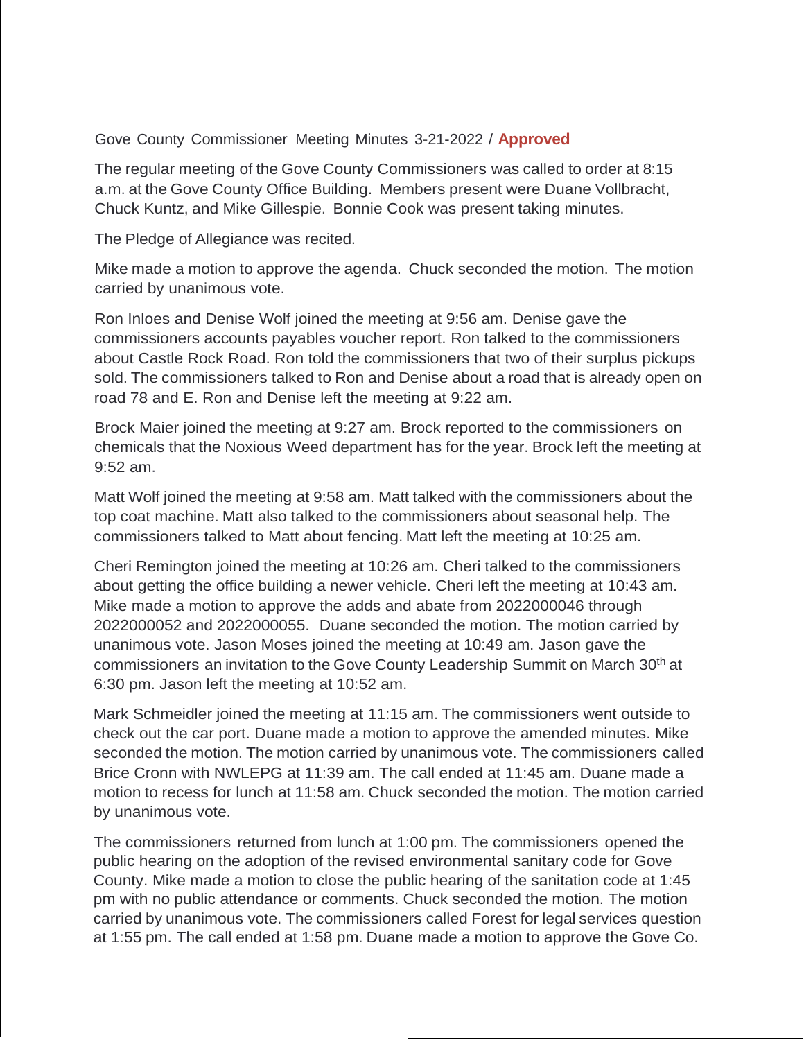Gove County Commissioner Meeting Minutes 3-21-2022 / **Approved**

The regular meeting of the Gove County Commissioners was called to order at 8:15 a.m. at the Gove County Office Building. Members present were Duane Vollbracht, Chuck Kuntz, and Mike Gillespie. Bonnie Cook was present taking minutes.

The Pledge of Allegiance was recited.

Mike made a motion to approve the agenda. Chuck seconded the motion. The motion carried by unanimous vote.

Ron Inloes and Denise Wolf joined the meeting at 9:56 am. Denise gave the commissioners accounts payables voucher report. Ron talked to the commissioners about Castle Rock Road. Ron told the commissioners that two of their surplus pickups sold. The commissioners talked to Ron and Denise about a road that is already open on road 78 and E. Ron and Denise left the meeting at 9:22 am.

Brock Maier joined the meeting at 9:27 am. Brock reported to the commissioners on chemicals that the Noxious Weed department has for the year. Brock left the meeting at 9:52 am.

Matt Wolf joined the meeting at 9:58 am. Matt talked with the commissioners about the top coat machine. Matt also talked to the commissioners about seasonal help. The commissioners talked to Matt about fencing. Matt left the meeting at 10:25 am.

Cheri Remington joined the meeting at 10:26 am. Cheri talked to the commissioners about getting the office building a newer vehicle. Cheri left the meeting at 10:43 am. Mike made a motion to approve the adds and abate from 2022000046 through 2022000052 and 2022000055. Duane seconded the motion. The motion carried by unanimous vote. Jason Moses joined the meeting at 10:49 am. Jason gave the commissioners an invitation to the Gove County Leadership Summit on March 30th at 6:30 pm. Jason left the meeting at 10:52 am.

Mark Schmeidler joined the meeting at 11:15 am. The commissioners went outside to check out the car port. Duane made a motion to approve the amended minutes. Mike seconded the motion. The motion carried by unanimous vote. The commissioners called Brice Cronn with NWLEPG at 11:39 am. The call ended at 11:45 am. Duane made a motion to recess for lunch at 11:58 am. Chuck seconded the motion. The motion carried by unanimous vote.

The commissioners returned from lunch at 1:00 pm. The commissioners opened the public hearing on the adoption of the revised environmental sanitary code for Gove County. Mike made a motion to close the public hearing of the sanitation code at 1:45 pm with no public attendance or comments. Chuck seconded the motion. The motion carried by unanimous vote. The commissioners called Forest for legal services question at 1:55 pm. The call ended at 1:58 pm. Duane made a motion to approve the Gove Co.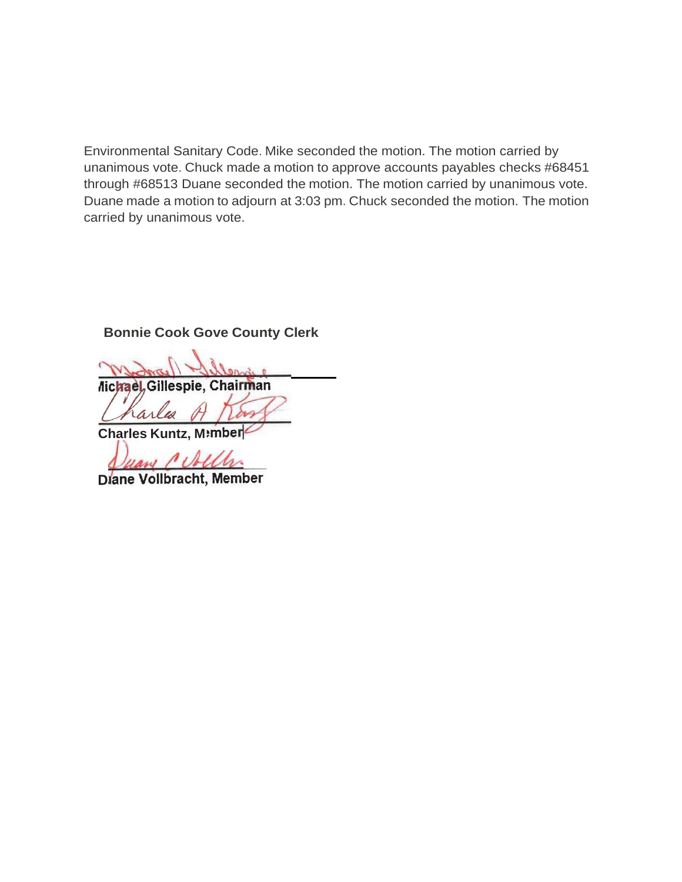Environmental Sanitary Code. Mike seconded the motion. The motion carried by unanimous vote. Chuck made a motion to approve accounts payables checks #68451 through #68513 Duane seconded the motion. The motion carried by unanimous vote. Duane made a motion to adjourn at 3:03 pm. Chuck seconded the motion. The motion carried by unanimous vote.

**Bonnie Cook Gove County Clerk**

**Michael Gillespie, Chairman**

**Charles Kuntz, Member**

**Duane Vollbracht, Member**